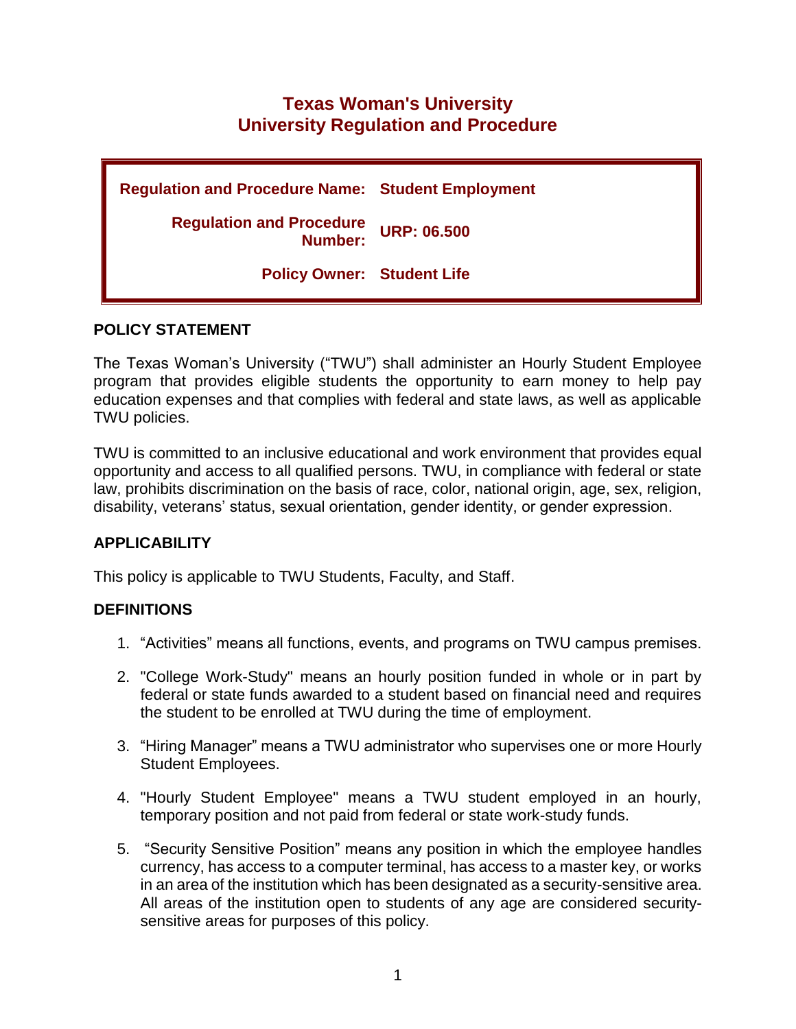# Texas Woman's University
# University Regulation and Procedure

| | |
|---|---|
| **Regulation and Procedure Name:** | **Student Employment** |
| **Regulation and Procedure Number:** | **URP: 06.500** |
| **Policy Owner:** | **Student Life** |

## POLICY STATEMENT

The Texas Woman's University ("TWU") shall administer an Hourly Student Employee program that provides eligible students the opportunity to earn money to help pay education expenses and that complies with federal and state laws, as well as applicable TWU policies.

TWU is committed to an inclusive educational and work environment that provides equal opportunity and access to all qualified persons. TWU, in compliance with federal or state law, prohibits discrimination on the basis of race, color, national origin, age, sex, religion, disability, veterans' status, sexual orientation, gender identity, or gender expression.

## APPLICABILITY

This policy is applicable to TWU Students, Faculty, and Staff.

## DEFINITIONS

1. "Activities" means all functions, events, and programs on TWU campus premises.

2. "College Work-Study" means an hourly position funded in whole or in part by federal or state funds awarded to a student based on financial need and requires the student to be enrolled at TWU during the time of employment.

3. "Hiring Manager" means a TWU administrator who supervises one or more Hourly Student Employees.

4. "Hourly Student Employee" means a TWU student employed in an hourly, temporary position and not paid from federal or state work-study funds.

5. "Security Sensitive Position" means any position in which the employee handles currency, has access to a computer terminal, has access to a master key, or works in an area of the institution which has been designated as a security-sensitive area. All areas of the institution open to students of any age are considered security-sensitive areas for purposes of this policy.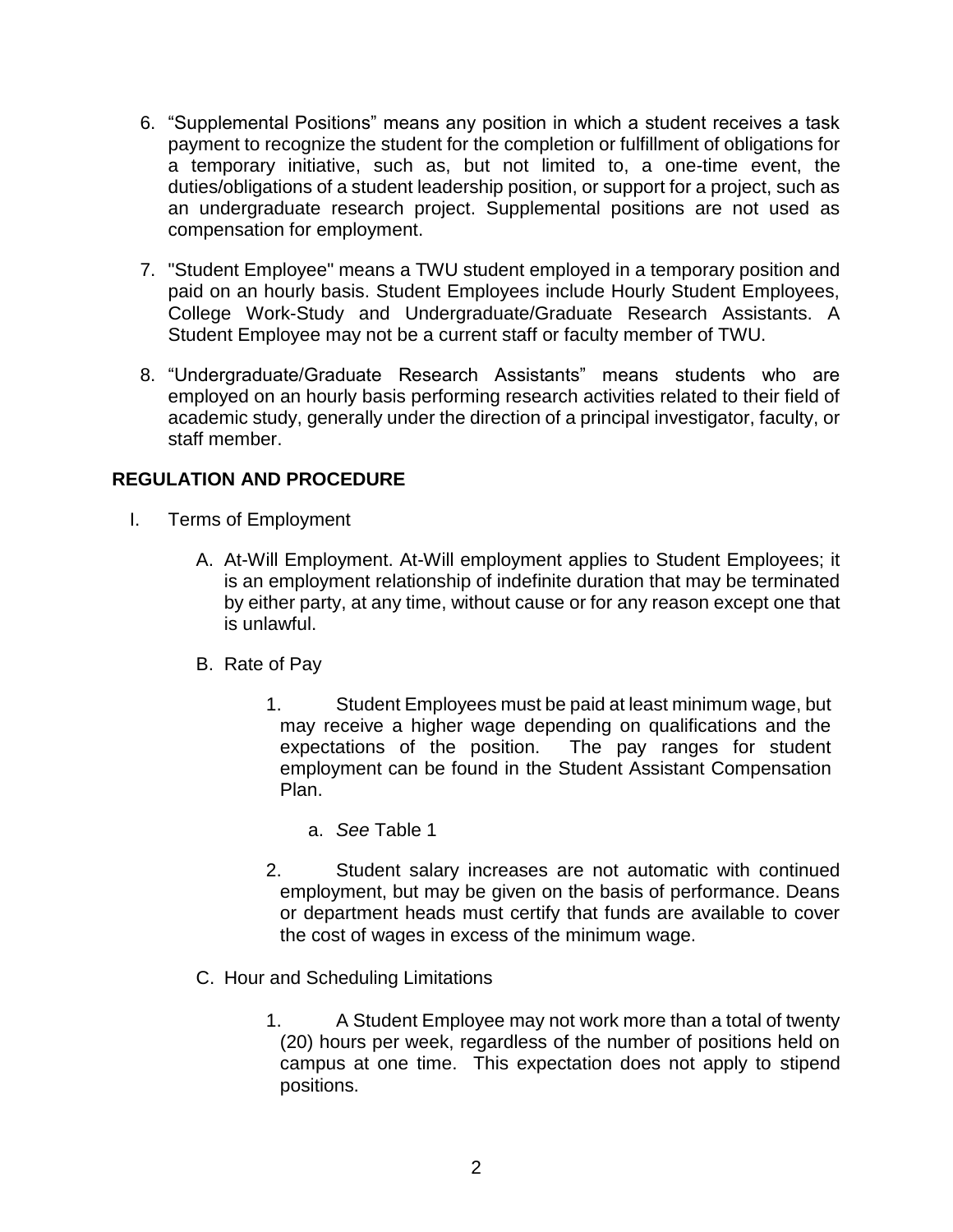6. "Supplemental Positions" means any position in which a student receives a task payment to recognize the student for the completion or fulfillment of obligations for a temporary initiative, such as, but not limited to, a one-time event, the duties/obligations of a student leadership position, or support for a project, such as an undergraduate research project. Supplemental positions are not used as compensation for employment.

7. "Student Employee" means a TWU student employed in a temporary position and paid on an hourly basis. Student Employees include Hourly Student Employees, College Work-Study and Undergraduate/Graduate Research Assistants. A Student Employee may not be a current staff or faculty member of TWU.

8. "Undergraduate/Graduate Research Assistants" means students who are employed on an hourly basis performing research activities related to their field of academic study, generally under the direction of a principal investigator, faculty, or staff member.

## REGULATION AND PROCEDURE

I. Terms of Employment

   A. At-Will Employment. At-Will employment applies to Student Employees; it is an employment relationship of indefinite duration that may be terminated by either party, at any time, without cause or for any reason except one that is unlawful.

   B. Rate of Pay

      1. Student Employees must be paid at least minimum wage, but may receive a higher wage depending on qualifications and the expectations of the position. The pay ranges for student employment can be found in the Student Assistant Compensation Plan.

         a. *See* Table 1

      2. Student salary increases are not automatic with continued employment, but may be given on the basis of performance. Deans or department heads must certify that funds are available to cover the cost of wages in excess of the minimum wage.

   C. Hour and Scheduling Limitations

      1. A Student Employee may not work more than a total of twenty (20) hours per week, regardless of the number of positions held on campus at one time. This expectation does not apply to stipend positions.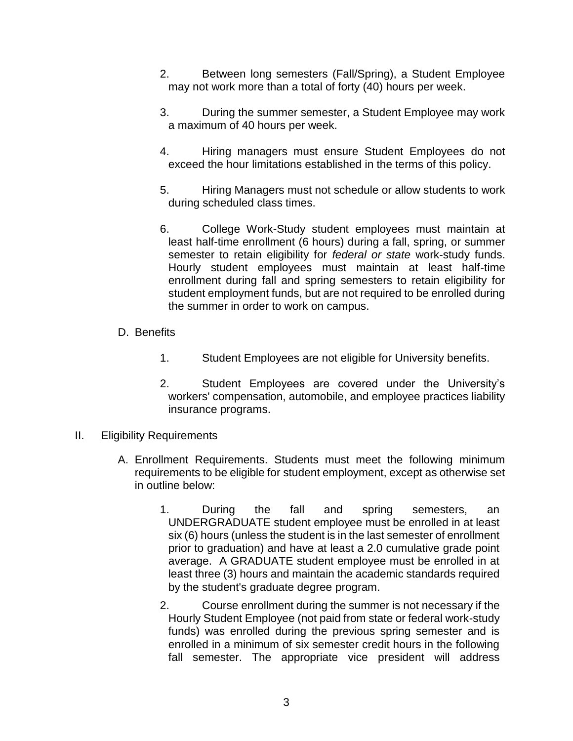2. Between long semesters (Fall/Spring), a Student Employee may not work more than a total of forty (40) hours per week.

3. During the summer semester, a Student Employee may work a maximum of 40 hours per week.

4. Hiring managers must ensure Student Employees do not exceed the hour limitations established in the terms of this policy.

5. Hiring Managers must not schedule or allow students to work during scheduled class times.

6. College Work-Study student employees must maintain at least half-time enrollment (6 hours) during a fall, spring, or summer semester to retain eligibility for *federal or state* work-study funds. Hourly student employees must maintain at least half-time enrollment during fall and spring semesters to retain eligibility for student employment funds, but are not required to be enrolled during the summer in order to work on campus.

D. Benefits

1. Student Employees are not eligible for University benefits.

2. Student Employees are covered under the University's workers' compensation, automobile, and employee practices liability insurance programs.

II. Eligibility Requirements

A. Enrollment Requirements. Students must meet the following minimum requirements to be eligible for student employment, except as otherwise set in outline below:

1. During the fall and spring semesters, an UNDERGRADUATE student employee must be enrolled in at least six (6) hours (unless the student is in the last semester of enrollment prior to graduation) and have at least a 2.0 cumulative grade point average. A GRADUATE student employee must be enrolled in at least three (3) hours and maintain the academic standards required by the student's graduate degree program.

2. Course enrollment during the summer is not necessary if the Hourly Student Employee (not paid from state or federal work-study funds) was enrolled during the previous spring semester and is enrolled in a minimum of six semester credit hours in the following fall semester. The appropriate vice president will address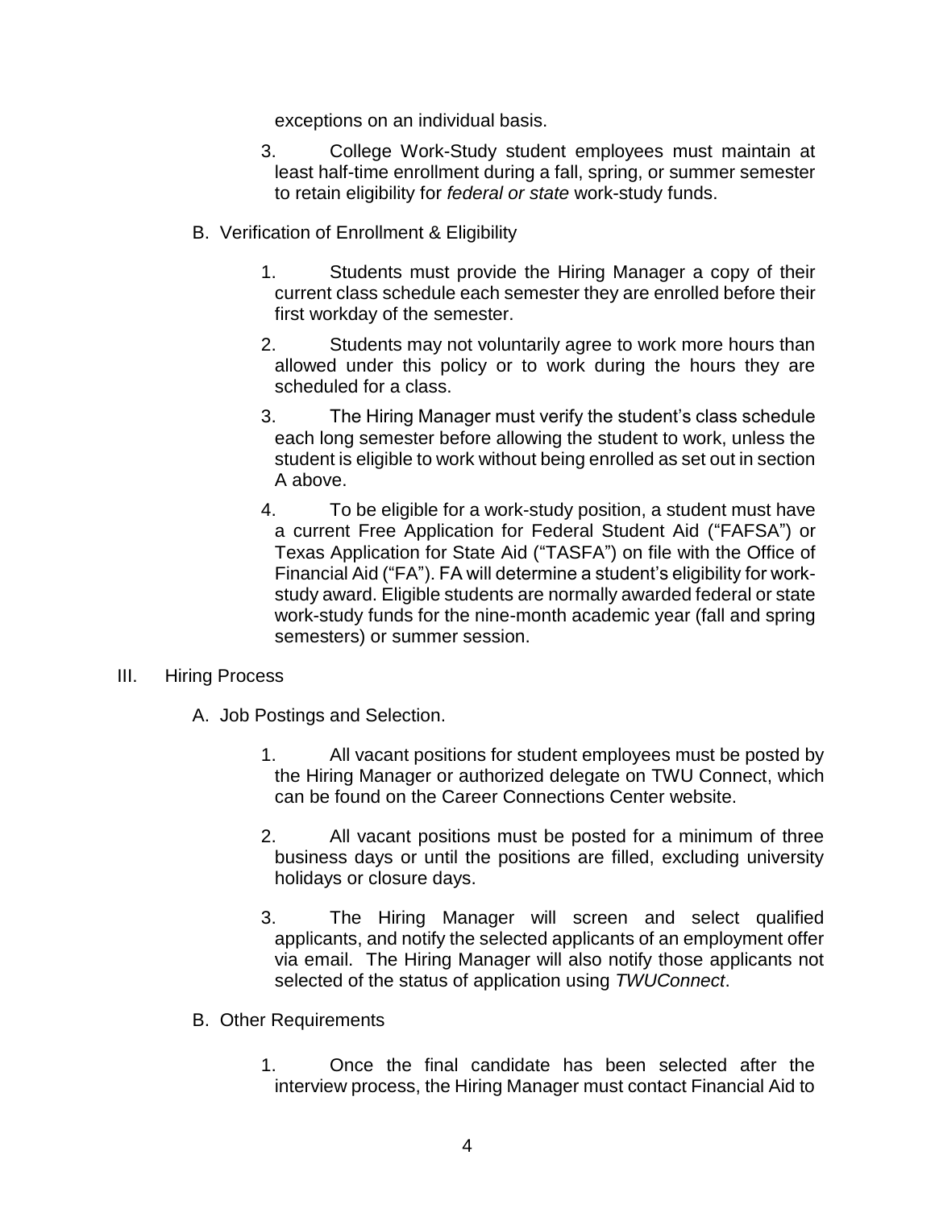exceptions on an individual basis.

3. College Work-Study student employees must maintain at least half-time enrollment during a fall, spring, or summer semester to retain eligibility for *federal or state* work-study funds.

B. Verification of Enrollment & Eligibility

1. Students must provide the Hiring Manager a copy of their current class schedule each semester they are enrolled before their first workday of the semester.

2. Students may not voluntarily agree to work more hours than allowed under this policy or to work during the hours they are scheduled for a class.

3. The Hiring Manager must verify the student's class schedule each long semester before allowing the student to work, unless the student is eligible to work without being enrolled as set out in section A above.

4. To be eligible for a work-study position, a student must have a current Free Application for Federal Student Aid ("FAFSA") or Texas Application for State Aid ("TASFA") on file with the Office of Financial Aid ("FA"). FA will determine a student's eligibility for work-study award. Eligible students are normally awarded federal or state work-study funds for the nine-month academic year (fall and spring semesters) or summer session.

III. Hiring Process

A. Job Postings and Selection.

1. All vacant positions for student employees must be posted by the Hiring Manager or authorized delegate on TWU Connect, which can be found on the Career Connections Center website.

2. All vacant positions must be posted for a minimum of three business days or until the positions are filled, excluding university holidays or closure days.

3. The Hiring Manager will screen and select qualified applicants, and notify the selected applicants of an employment offer via email. The Hiring Manager will also notify those applicants not selected of the status of application using *TWUConnect*.

B. Other Requirements

1. Once the final candidate has been selected after the interview process, the Hiring Manager must contact Financial Aid to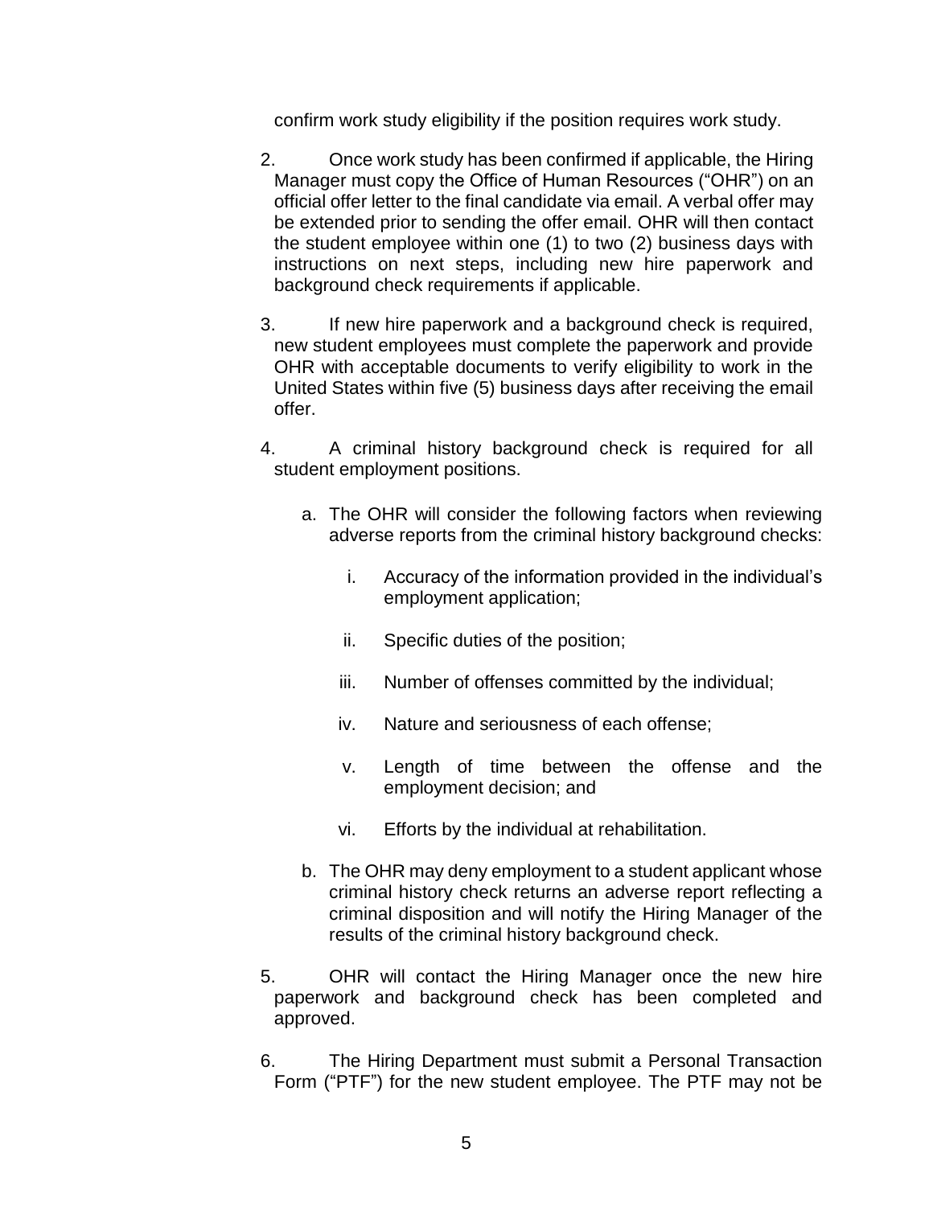confirm work study eligibility if the position requires work study.

2. Once work study has been confirmed if applicable, the Hiring Manager must copy the Office of Human Resources ("OHR") on an official offer letter to the final candidate via email. A verbal offer may be extended prior to sending the offer email. OHR will then contact the student employee within one (1) to two (2) business days with instructions on next steps, including new hire paperwork and background check requirements if applicable.

3. If new hire paperwork and a background check is required, new student employees must complete the paperwork and provide OHR with acceptable documents to verify eligibility to work in the United States within five (5) business days after receiving the email offer.

4. A criminal history background check is required for all student employment positions.

   a. The OHR will consider the following factors when reviewing adverse reports from the criminal history background checks:

      i. Accuracy of the information provided in the individual's employment application;

      ii. Specific duties of the position;

      iii. Number of offenses committed by the individual;

      iv. Nature and seriousness of each offense;

      v. Length of time between the offense and the employment decision; and

      vi. Efforts by the individual at rehabilitation.

   b. The OHR may deny employment to a student applicant whose criminal history check returns an adverse report reflecting a criminal disposition and will notify the Hiring Manager of the results of the criminal history background check.

5. OHR will contact the Hiring Manager once the new hire paperwork and background check has been completed and approved.

6. The Hiring Department must submit a Personal Transaction Form ("PTF") for the new student employee. The PTF may not be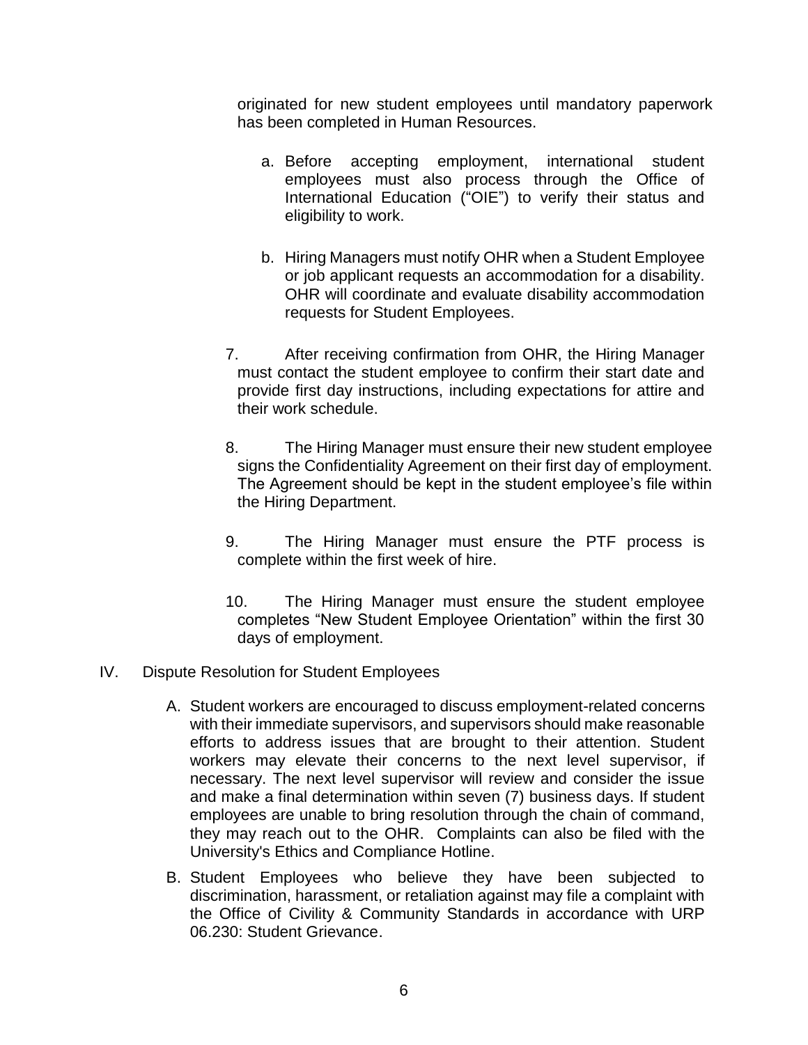originated for new student employees until mandatory paperwork has been completed in Human Resources.

a. Before accepting employment, international student employees must also process through the Office of International Education ("OIE") to verify their status and eligibility to work.

b. Hiring Managers must notify OHR when a Student Employee or job applicant requests an accommodation for a disability. OHR will coordinate and evaluate disability accommodation requests for Student Employees.

7. After receiving confirmation from OHR, the Hiring Manager must contact the student employee to confirm their start date and provide first day instructions, including expectations for attire and their work schedule.

8. The Hiring Manager must ensure their new student employee signs the Confidentiality Agreement on their first day of employment. The Agreement should be kept in the student employee's file within the Hiring Department.

9. The Hiring Manager must ensure the PTF process is complete within the first week of hire.

10. The Hiring Manager must ensure the student employee completes "New Student Employee Orientation" within the first 30 days of employment.

IV. Dispute Resolution for Student Employees

A. Student workers are encouraged to discuss employment-related concerns with their immediate supervisors, and supervisors should make reasonable efforts to address issues that are brought to their attention. Student workers may elevate their concerns to the next level supervisor, if necessary. The next level supervisor will review and consider the issue and make a final determination within seven (7) business days. If student employees are unable to bring resolution through the chain of command, they may reach out to the OHR. Complaints can also be filed with the University's Ethics and Compliance Hotline.

B. Student Employees who believe they have been subjected to discrimination, harassment, or retaliation against may file a complaint with the Office of Civility & Community Standards in accordance with URP 06.230: Student Grievance.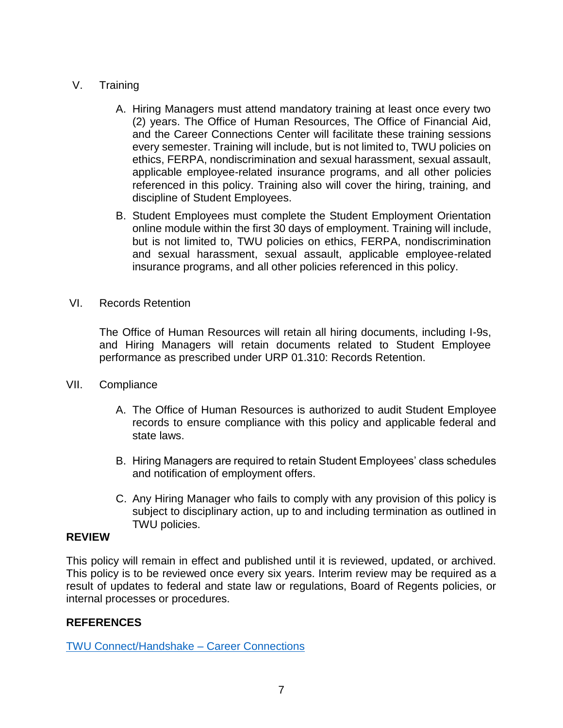V. Training

A. Hiring Managers must attend mandatory training at least once every two (2) years. The Office of Human Resources, The Office of Financial Aid, and the Career Connections Center will facilitate these training sessions every semester. Training will include, but is not limited to, TWU policies on ethics, FERPA, nondiscrimination and sexual harassment, sexual assault, applicable employee-related insurance programs, and all other policies referenced in this policy. Training also will cover the hiring, training, and discipline of Student Employees.

B. Student Employees must complete the Student Employment Orientation online module within the first 30 days of employment. Training will include, but is not limited to, TWU policies on ethics, FERPA, nondiscrimination and sexual harassment, sexual assault, applicable employee-related insurance programs, and all other policies referenced in this policy.

VI. Records Retention

The Office of Human Resources will retain all hiring documents, including I-9s, and Hiring Managers will retain documents related to Student Employee performance as prescribed under URP 01.310: Records Retention.

VII. Compliance

A. The Office of Human Resources is authorized to audit Student Employee records to ensure compliance with this policy and applicable federal and state laws.

B. Hiring Managers are required to retain Student Employees' class schedules and notification of employment offers.

C. Any Hiring Manager who fails to comply with any provision of this policy is subject to disciplinary action, up to and including termination as outlined in TWU policies.

**REVIEW**

This policy will remain in effect and published until it is reviewed, updated, or archived. This policy is to be reviewed once every six years. Interim review may be required as a result of updates to federal and state law or regulations, Board of Regents policies, or internal processes or procedures.

**REFERENCES**

TWU Connect/Handshake – Career Connections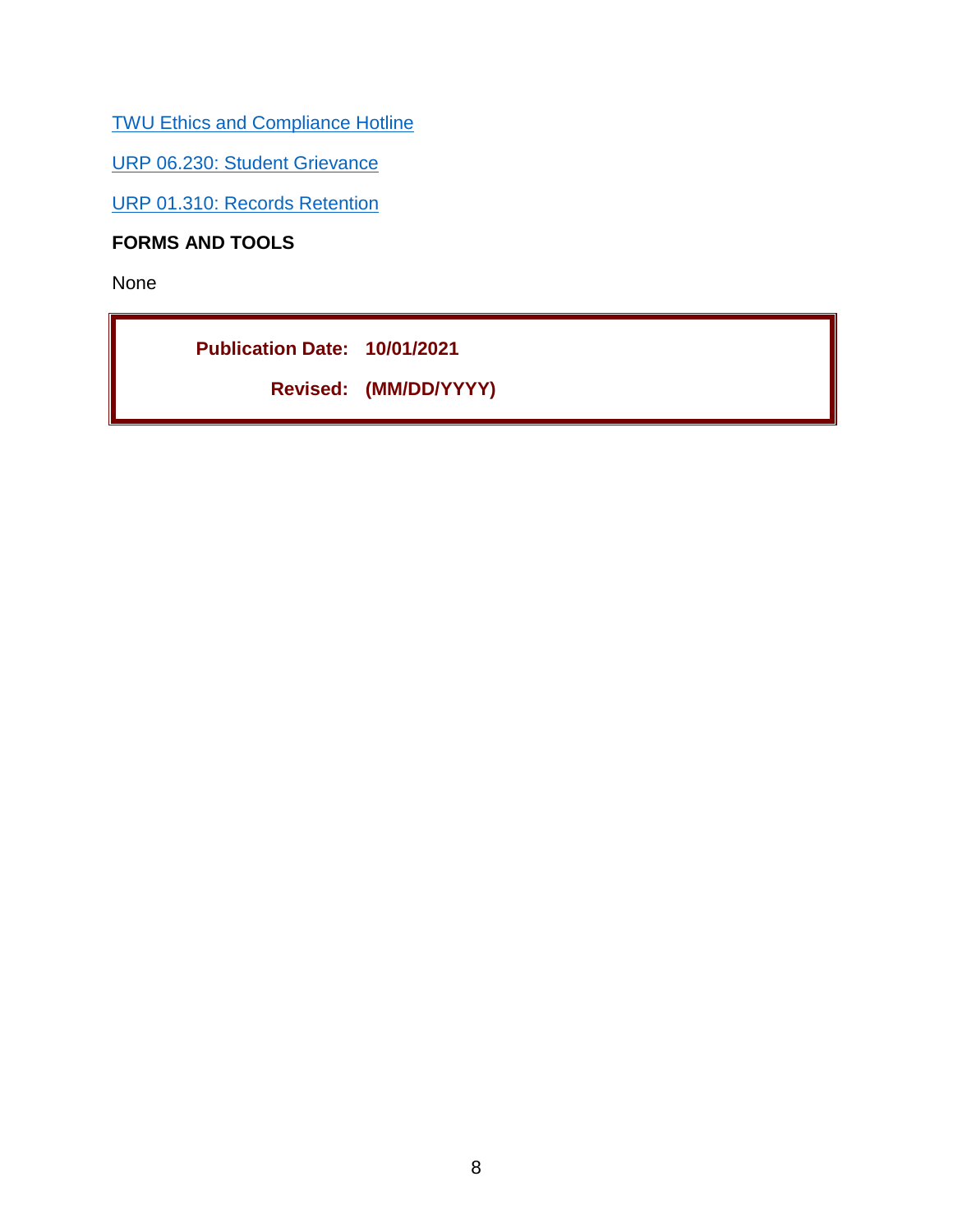[TWU Ethics and Compliance Hotline]

[URP 06.230: Student Grievance]

[URP 01.310: Records Retention]

## FORMS AND TOOLS

None

**Publication Date: 10/01/2021**

**Revised: (MM/DD/YYYY)**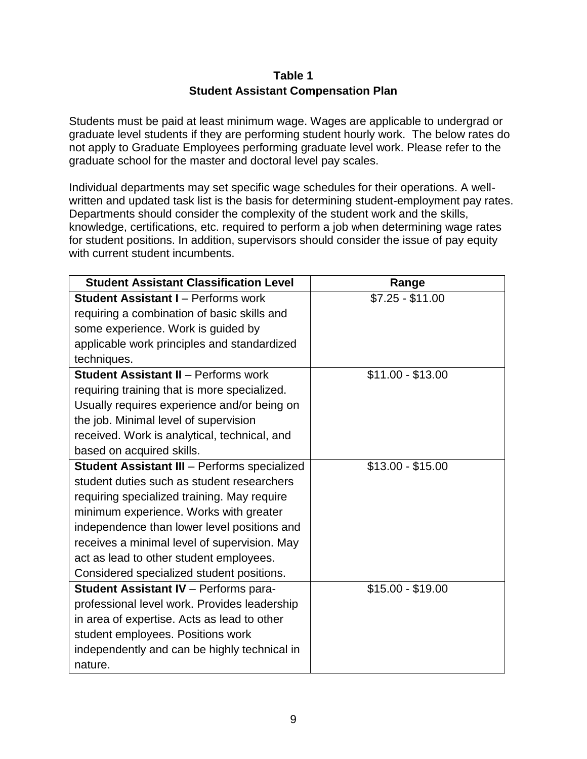**Table 1**
**Student Assistant Compensation Plan**

Students must be paid at least minimum wage. Wages are applicable to undergrad or graduate level students if they are performing student hourly work. The below rates do not apply to Graduate Employees performing graduate level work. Please refer to the graduate school for the master and doctoral level pay scales.

Individual departments may set specific wage schedules for their operations. A well-written and updated task list is the basis for determining student-employment pay rates. Departments should consider the complexity of the student work and the skills, knowledge, certifications, etc. required to perform a job when determining wage rates for student positions. In addition, supervisors should consider the issue of pay equity with current student incumbents.

| Student Assistant Classification Level | Range |
|---|---|
| **Student Assistant I** – Performs work requiring a combination of basic skills and some experience. Work is guided by applicable work principles and standardized techniques. | $7.25 - $11.00 |
| **Student Assistant II** – Performs work requiring training that is more specialized. Usually requires experience and/or being on the job. Minimal level of supervision received. Work is analytical, technical, and based on acquired skills. | $11.00 - $13.00 |
| **Student Assistant III** – Performs specialized student duties such as student researchers requiring specialized training. May require minimum experience. Works with greater independence than lower level positions and receives a minimal level of supervision. May act as lead to other student employees. Considered specialized student positions. | $13.00 - $15.00 |
| **Student Assistant IV** – Performs para-professional level work. Provides leadership in area of expertise. Acts as lead to other student employees. Positions work independently and can be highly technical in nature. | $15.00 - $19.00 |